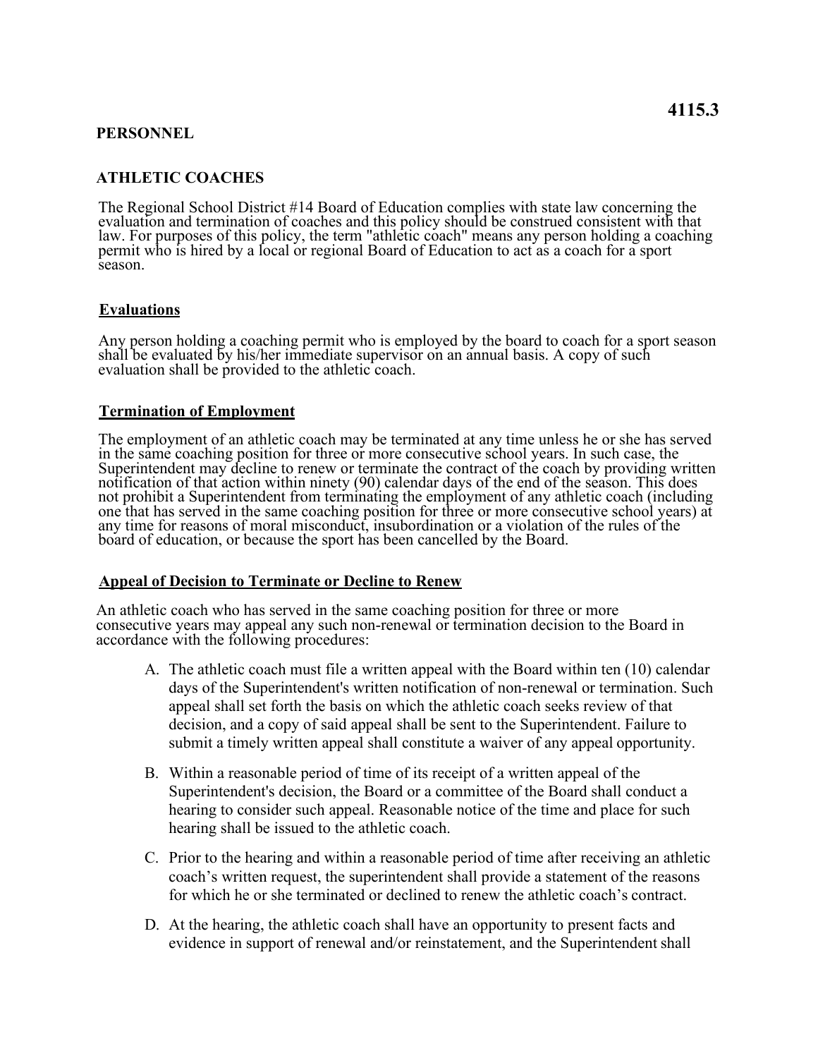**4115.3**

**PERSONNEL**

## ATHLETIC COACHES

The Regional School District #14 Board of Education complies with state law concerning the evaluation and termination of coaches and this policy should be construed consistent with that law. For purposes of this policy, the term "athletic coach" means any person holding a coaching permit who is hired by a local or regional Board of Education to act as a coach for a sport season.

### Evaluations

Any person holding a coaching permit who is employed by the board to coach for a sport season shall be evaluated by his/her immediate supervisor on an annual basis. A copy of such evaluation shall be provided to the athletic coach.

### Termination of Employment

The employment of an athletic coach may be terminated at any time unless he or she has served in the same coaching position for three or more consecutive school years. In such case, the Superintendent may decline to renew or terminate the contract of the coach by providing written notification of that action within ninety (90) calendar days of the end of the season. This does not prohibit a Superintendent from terminating the employment of any athletic coach (including one that has served in the same coaching position for three or more consecutive school years) at any time for reasons of moral misconduct, insubordination or a violation of the rules of the board of education, or because the sport has been cancelled by the Board.

### Appeal of Decision to Terminate or Decline to Renew

An athletic coach who has served in the same coaching position for three or more consecutive years may appeal any such non-renewal or termination decision to the Board in accordance with the following procedures:

A. The athletic coach must file a written appeal with the Board within ten (10) calendar days of the Superintendent's written notification of non-renewal or termination. Such appeal shall set forth the basis on which the athletic coach seeks review of that decision, and a copy of said appeal shall be sent to the Superintendent. Failure to submit a timely written appeal shall constitute a waiver of any appeal opportunity.

B. Within a reasonable period of time of its receipt of a written appeal of the Superintendent's decision, the Board or a committee of the Board shall conduct a hearing to consider such appeal. Reasonable notice of the time and place for such hearing shall be issued to the athletic coach.

C. Prior to the hearing and within a reasonable period of time after receiving an athletic coach's written request, the superintendent shall provide a statement of the reasons for which he or she terminated or declined to renew the athletic coach's contract.

D. At the hearing, the athletic coach shall have an opportunity to present facts and evidence in support of renewal and/or reinstatement, and the Superintendent shall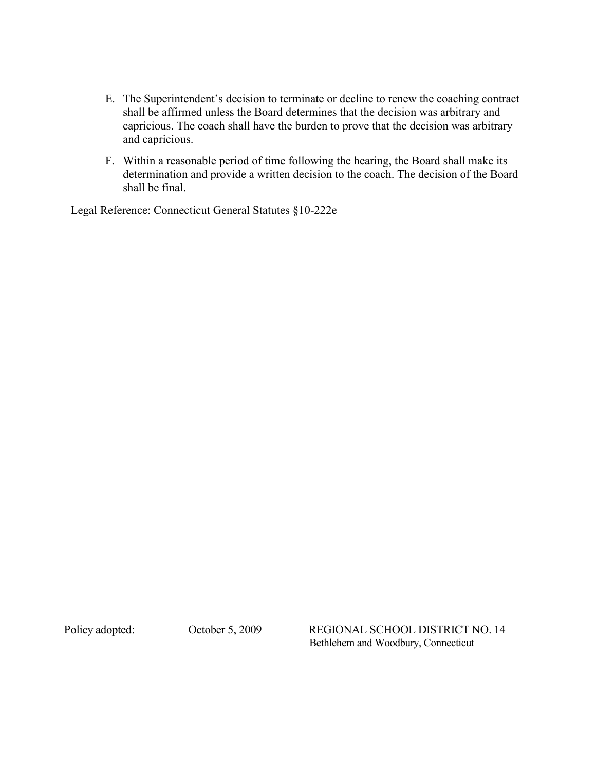E. The Superintendent's decision to terminate or decline to renew the coaching contract shall be affirmed unless the Board determines that the decision was arbitrary and capricious. The coach shall have the burden to prove that the decision was arbitrary and capricious.

F. Within a reasonable period of time following the hearing, the Board shall make its determination and provide a written decision to the coach. The decision of the Board shall be final.

Legal Reference: Connecticut General Statutes §10-222e

Policy adopted: October 5, 2009

REGIONAL SCHOOL DISTRICT NO. 14
Bethlehem and Woodbury, Connecticut